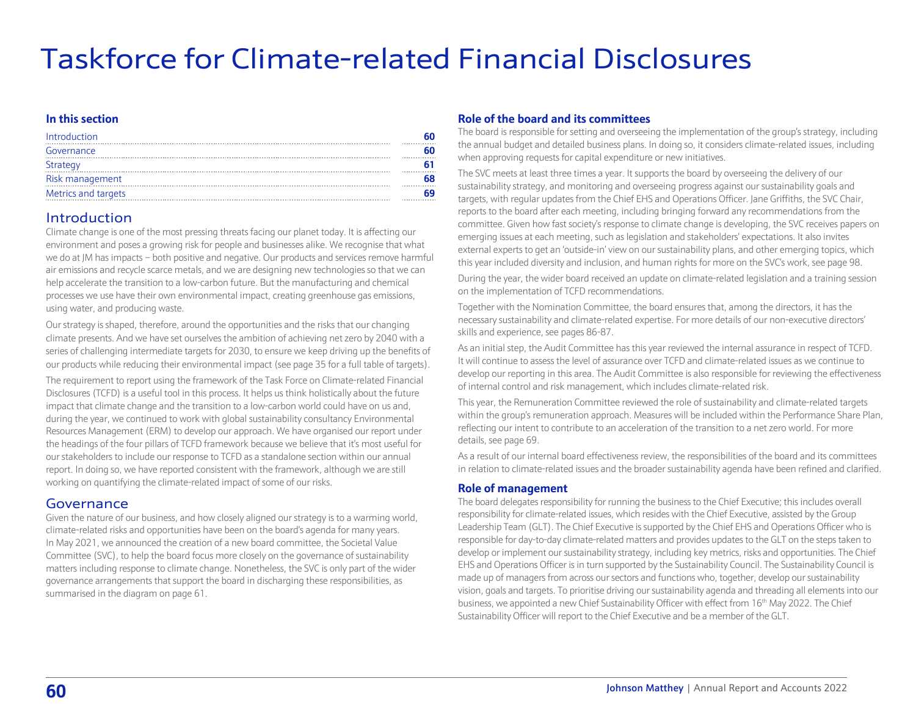# Taskforce for Climate-related Financial Disclosures

### In this section

| | |
|---|---|
| Introduction | 60 |
| Governance | 60 |
| Strategy | 61 |
| Risk management | 68 |
| Metrics and targets | 69 |

## Introduction

Climate change is one of the most pressing threats facing our planet today. It is affecting our environment and poses a growing risk for people and businesses alike. We recognise that what we do at JM has impacts – both positive and negative. Our products and services remove harmful air emissions and recycle scarce metals, and we are designing new technologies so that we can help accelerate the transition to a low-carbon future. But the manufacturing and chemical processes we use have their own environmental impact, creating greenhouse gas emissions, using water, and producing waste.

Our strategy is shaped, therefore, around the opportunities and the risks that our changing climate presents. And we have set ourselves the ambition of achieving net zero by 2040 with a series of challenging intermediate targets for 2030, to ensure we keep driving up the benefits of our products while reducing their environmental impact (see page 35 for a full table of targets).

The requirement to report using the framework of the Task Force on Climate-related Financial Disclosures (TCFD) is a useful tool in this process. It helps us think holistically about the future impact that climate change and the transition to a low-carbon world could have on us and, during the year, we continued to work with global sustainability consultancy Environmental Resources Management (ERM) to develop our approach. We have organised our report under the headings of the four pillars of TCFD framework because we believe that it's most useful for our stakeholders to include our response to TCFD as a standalone section within our annual report. In doing so, we have reported consistent with the framework, although we are still working on quantifying the climate-related impact of some of our risks.

## Governance

Given the nature of our business, and how closely aligned our strategy is to a warming world, climate-related risks and opportunities have been on the board's agenda for many years. In May 2021, we announced the creation of a new board committee, the Societal Value Committee (SVC), to help the board focus more closely on the governance of sustainability matters including response to climate change. Nonetheless, the SVC is only part of the wider governance arrangements that support the board in discharging these responsibilities, as summarised in the diagram on page 61.

### Role of the board and its committees

The board is responsible for setting and overseeing the implementation of the group's strategy, including the annual budget and detailed business plans. In doing so, it considers climate-related issues, including when approving requests for capital expenditure or new initiatives.

The SVC meets at least three times a year. It supports the board by overseeing the delivery of our sustainability strategy, and monitoring and overseeing progress against our sustainability goals and targets, with regular updates from the Chief EHS and Operations Officer. Jane Griffiths, the SVC Chair, reports to the board after each meeting, including bringing forward any recommendations from the committee. Given how fast society's response to climate change is developing, the SVC receives papers on emerging issues at each meeting, such as legislation and stakeholders' expectations. It also invites external experts to get an 'outside-in' view on our sustainability plans, and other emerging topics, which this year included diversity and inclusion, and human rights for more on the SVC's work, see page 98.

During the year, the wider board received an update on climate-related legislation and a training session on the implementation of TCFD recommendations.

Together with the Nomination Committee, the board ensures that, among the directors, it has the necessary sustainability and climate-related expertise. For more details of our non-executive directors' skills and experience, see pages 86-87.

As an initial step, the Audit Committee has this year reviewed the internal assurance in respect of TCFD. It will continue to assess the level of assurance over TCFD and climate-related issues as we continue to develop our reporting in this area. The Audit Committee is also responsible for reviewing the effectiveness of internal control and risk management, which includes climate-related risk.

This year, the Remuneration Committee reviewed the role of sustainability and climate-related targets within the group's remuneration approach. Measures will be included within the Performance Share Plan, reflecting our intent to contribute to an acceleration of the transition to a net zero world. For more details, see page 69.

As a result of our internal board effectiveness review, the responsibilities of the board and its committees in relation to climate-related issues and the broader sustainability agenda have been refined and clarified.

### Role of management

The board delegates responsibility for running the business to the Chief Executive; this includes overall responsibility for climate-related issues, which resides with the Chief Executive, assisted by the Group Leadership Team (GLT). The Chief Executive is supported by the Chief EHS and Operations Officer who is responsible for day-to-day climate-related matters and provides updates to the GLT on the steps taken to develop or implement our sustainability strategy, including key metrics, risks and opportunities. The Chief EHS and Operations Officer is in turn supported by the Sustainability Council. The Sustainability Council is made up of managers from across our sectors and functions who, together, develop our sustainability vision, goals and targets. To prioritise driving our sustainability agenda and threading all elements into our business, we appointed a new Chief Sustainability Officer with effect from 16th May 2022. The Chief Sustainability Officer will report to the Chief Executive and be a member of the GLT.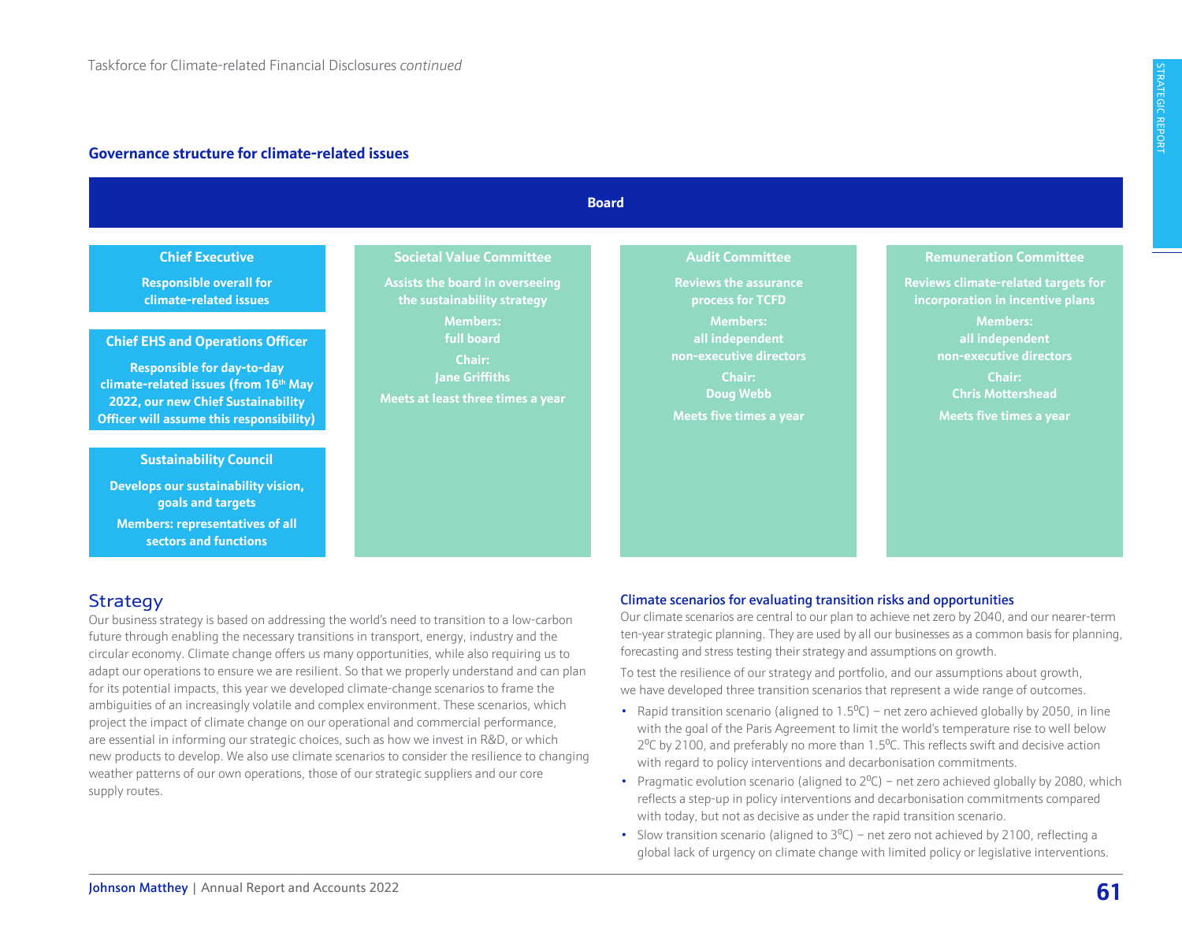## Governance structure for climate-related issues

**Board**

**Chief Executive**

Responsible overall for climate-related issues

**Chief EHS and Operations Officer**

Responsible for day-to-day climate-related issues (from 16th May 2022, our new Chief Sustainability Officer will assume this responsibility)

**Sustainability Council**

Develops our sustainability vision, goals and targets

Members: representatives of all sectors and functions

**Societal Value Committee**

Assists the board in overseeing the sustainability strategy

Members: full board

Chair: Jane Griffiths

Meets at least three times a year

**Audit Committee**

Reviews the assurance process for TCFD

Members: all independent non-executive directors

Chair: Doug Webb

Meets five times a year

**Remuneration Committee**

Reviews climate-related targets for incorporation in incentive plans

Members: all independent non-executive directors

Chair: Chris Mottershead

Meets five times a year

## Strategy

Our business strategy is based on addressing the world's need to transition to a low-carbon future through enabling the necessary transitions in transport, energy, industry and the circular economy. Climate change offers us many opportunities, while also requiring us to adapt our operations to ensure we are resilient. So that we properly understand and can plan for its potential impacts, this year we developed climate-change scenarios to frame the ambiguities of an increasingly volatile and complex environment. These scenarios, which project the impact of climate change on our operational and commercial performance, are essential in informing our strategic choices, such as how we invest in R&D, or which new products to develop. We also use climate scenarios to consider the resilience to changing weather patterns of our own operations, those of our strategic suppliers and our core supply routes.

### Climate scenarios for evaluating transition risks and opportunities

Our climate scenarios are central to our plan to achieve net zero by 2040, and our nearer-term ten-year strategic planning. They are used by all our businesses as a common basis for planning, forecasting and stress testing their strategy and assumptions on growth.

To test the resilience of our strategy and portfolio, and our assumptions about growth, we have developed three transition scenarios that represent a wide range of outcomes.

- Rapid transition scenario (aligned to 1.5⁰C) – net zero achieved globally by 2050, in line with the goal of the Paris Agreement to limit the world's temperature rise to well below 2⁰C by 2100, and preferably no more than 1.5⁰C. This reflects swift and decisive action with regard to policy interventions and decarbonisation commitments.
- Pragmatic evolution scenario (aligned to 2⁰C) – net zero achieved globally by 2080, which reflects a step-up in policy interventions and decarbonisation commitments compared with today, but not as decisive as under the rapid transition scenario.
- Slow transition scenario (aligned to 3⁰C) – net zero not achieved by 2100, reflecting a global lack of urgency on climate change with limited policy or legislative interventions.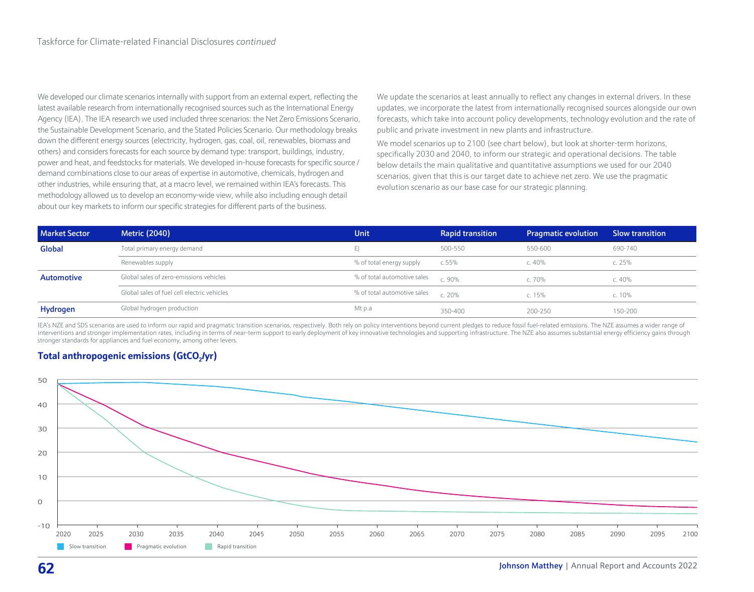We developed our climate scenarios internally with support from an external expert, reflecting the latest available research from internationally recognised sources such as the International Energy Agency (IEA). The IEA research we used included three scenarios: the Net Zero Emissions Scenario, the Sustainable Development Scenario, and the Stated Policies Scenario. Our methodology breaks down the different energy sources (electricity, hydrogen, gas, coal, oil, renewables, biomass and others) and considers forecasts for each source by demand type: transport, buildings, industry, power and heat, and feedstocks for materials. We developed in-house forecasts for specific source / demand combinations close to our areas of expertise in automotive, chemicals, hydrogen and other industries, while ensuring that, at a macro level, we remained within IEA's forecasts. This methodology allowed us to develop an economy-wide view, while also including enough detail about our key markets to inform our specific strategies for different parts of the business.

We update the scenarios at least annually to reflect any changes in external drivers. In these updates, we incorporate the latest from internationally recognised sources alongside our own forecasts, which take into account policy developments, technology evolution and the rate of public and private investment in new plants and infrastructure.

We model scenarios up to 2100 (see chart below), but look at shorter-term horizons, specifically 2030 and 2040, to inform our strategic and operational decisions. The table below details the main qualitative and quantitative assumptions we used for our 2040 scenarios, given that this is our target date to achieve net zero. We use the pragmatic evolution scenario as our base case for our strategic planning.

| Market Sector | Metric (2040) | Unit | Rapid transition | Pragmatic evolution | Slow transition |
|---|---|---|---|---|---|
| **Global** | Total primary energy demand | EJ | 500-550 | 550-600 | 690-740 |
| | Renewables supply | % of total energy supply | c.55% | c. 40% | c. 25% |
| **Automotive** | Global sales of zero-emissions vehicles | % of total automotive sales | c. 90% | c. 70% | c. 40% |
| | Global sales of fuel cell electric vehicles | % of total automotive sales | c. 20% | c. 15% | c. 10% |
| **Hydrogen** | Global hydrogen production | Mt p.a | 350-400 | 200-250 | 150-200 |

IEA's NZE and SDS scenarios are used to inform our rapid and pragmatic transition scenarios, respectively. Both rely on policy interventions beyond current pledges to reduce fossil fuel-related emissions. The NZE assumes a wider range of interventions and stronger implementation rates, including in terms of near-term support to early deployment of key innovative technologies and supporting infrastructure. The NZE also assumes substantial energy efficiency gains through stronger standards for appliances and fuel economy, among other levers.

### Total anthropogenic emissions ($GtCO_2$/yr)

Slow transition | Pragmatic evolution | Rapid transition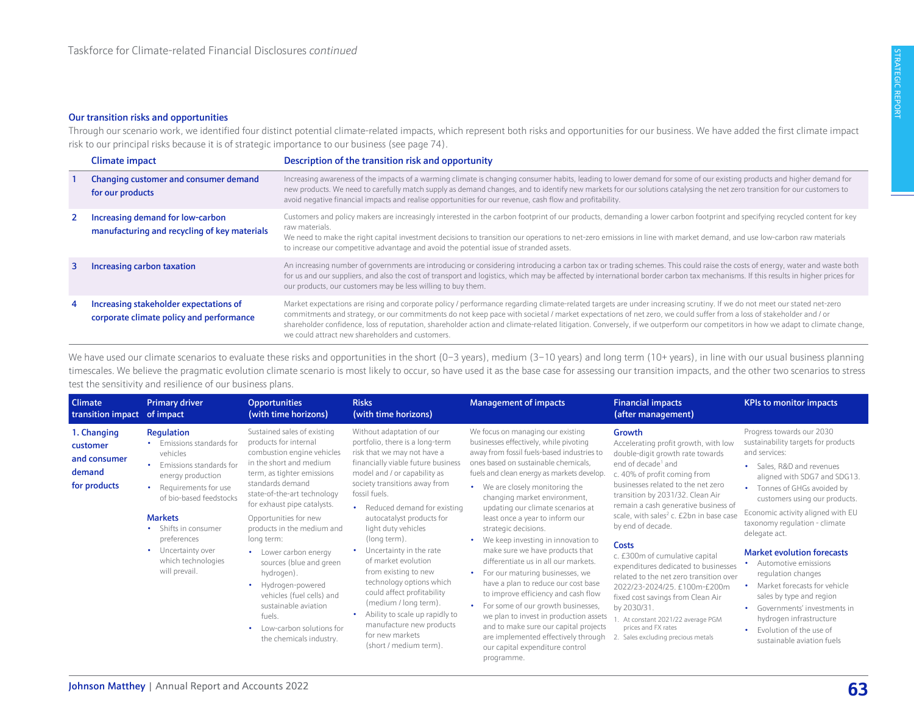### Our transition risks and opportunities

Through our scenario work, we identified four distinct potential climate-related impacts, which represent both risks and opportunities for our business. We have added the first climate impact risk to our principal risks because it is of strategic importance to our business (see page 74).

| | Climate impact | Description of the transition risk and opportunity |
|---|---|---|
| 1 | Changing customer and consumer demand for our products | Increasing awareness of the impacts of a warming climate is changing consumer habits, leading to lower demand for some of our existing products and higher demand for new products. We need to carefully match supply as demand changes, and to identify new markets for our solutions catalysing the net zero transition for our customers to avoid negative financial impacts and realise opportunities for our revenue, cash flow and profitability. |
| 2 | Increasing demand for low-carbon manufacturing and recycling of key materials | Customers and policy makers are increasingly interested in the carbon footprint of our products, demanding a lower carbon footprint and specifying recycled content for key raw materials. We need to make the right capital investment decisions to transition our operations to net-zero emissions in line with market demand, and use low-carbon raw materials to increase our competitive advantage and avoid the potential issue of stranded assets. |
| 3 | Increasing carbon taxation | An increasing number of governments are introducing or considering introducing a carbon tax or trading schemes. This could raise the costs of energy, water and waste both for us and our suppliers, and also the cost of transport and logistics, which may be affected by international border carbon tax mechanisms. If this results in higher prices for our products, our customers may be less willing to buy them. |
| 4 | Increasing stakeholder expectations of corporate climate policy and performance | Market expectations are rising and corporate policy / performance regarding climate-related targets are under increasing scrutiny. If we do not meet our stated net-zero commitments and strategy, or our commitments do not keep pace with societal / market expectations of net zero, we could suffer from a loss of stakeholder and / or shareholder confidence, loss of reputation, shareholder action and climate-related litigation. Conversely, if we outperform our competitors in how we adapt to climate change, we could attract new shareholders and customers. |

We have used our climate scenarios to evaluate these risks and opportunities in the short (0–3 years), medium (3–10 years) and long term (10+ years), in line with our usual business planning timescales. We believe the pragmatic evolution climate scenario is most likely to occur, so have used it as the base case for assessing our transition impacts, and the other two scenarios to stress test the sensitivity and resilience of our business plans.

| Climate transition impact | Primary driver of impact | Opportunities (with time horizons) | Risks (with time horizons) | Management of impacts | Financial impacts (after management) | KPIs to monitor impacts |
|---|---|---|---|---|---|---|
| 1. Changing customer and consumer demand for products | **Regulation**<br>• Emissions standards for vehicles<br>• Emissions standards for energy production<br>• Requirements for use of bio-based feedstocks<br><br>**Markets**<br>• Shifts in consumer preferences<br>• Uncertainty over which technologies will prevail. | Sustained sales of existing products for internal combustion engine vehicles in the short and medium term, as tighter emissions standards demand state-of-the-art technology for exhaust pipe catalysts.<br><br>Opportunities for new products in the medium and long term:<br>• Lower carbon energy sources (blue and green hydrogen).<br>• Hydrogen-powered vehicles (fuel cells) and sustainable aviation fuels.<br>• Low-carbon solutions for the chemicals industry. | Without adaptation of our portfolio, there is a long-term risk that we may not have a financially viable future business model and / or capability as society transitions away from fossil fuels.<br>• Reduced demand for existing autocatalyst products for light duty vehicles (long term).<br>• Uncertainty in the rate of market evolution from existing to new technology options which could affect profitability (medium / long term).<br>• Ability to scale up rapidly to manufacture new products for new markets (short / medium term). | We focus on managing our existing businesses effectively, while pivoting away from fossil fuels-based industries to ones based on sustainable chemicals, fuels and clean energy as markets develop.<br>• We are closely monitoring the changing market environment, updating our climate scenarios at least once a year to inform our strategic decisions.<br>• We keep investing in innovation to make sure we have products that differentiate us in all our markets.<br>• For our maturing businesses, we have a plan to reduce our cost base to improve efficiency and cash flow<br>• For some of our growth businesses, we plan to invest in production assets and to make sure our capital projects are implemented effectively through our capital expenditure control programme. | **Growth**<br>Accelerating profit growth, with low double-digit growth rate towards end of decade[1] and c. 40% of profit coming from businesses related to the net zero transition by 2031/32. Clean Air remain a cash generative business of scale, with sales[2] c. £2bn in base case by end of decade.<br><br>**Costs**<br>c. £300m of cumulative capital expenditures dedicated to businesses related to the net zero transition over 2022/23-2024/25. £100m-£200m fixed cost savings from Clean Air by 2030/31.<br><br>1. At constant 2021/22 average PGM prices and FX rates<br>2. Sales excluding precious metals | Progress towards our 2030 sustainability targets for products and services:<br>• Sales, R&D and revenues aligned with SDG7 and SDG13.<br>• Tonnes of GHGs avoided by customers using our products.<br><br>Economic activity aligned with EU taxonomy regulation - climate delegate act.<br><br>**Market evolution forecasts**<br>• Automotive emissions regulation changes<br>• Market forecasts for vehicle sales by type and region<br>• Governments' investments in hydrogen infrastructure<br>• Evolution of the use of sustainable aviation fuels |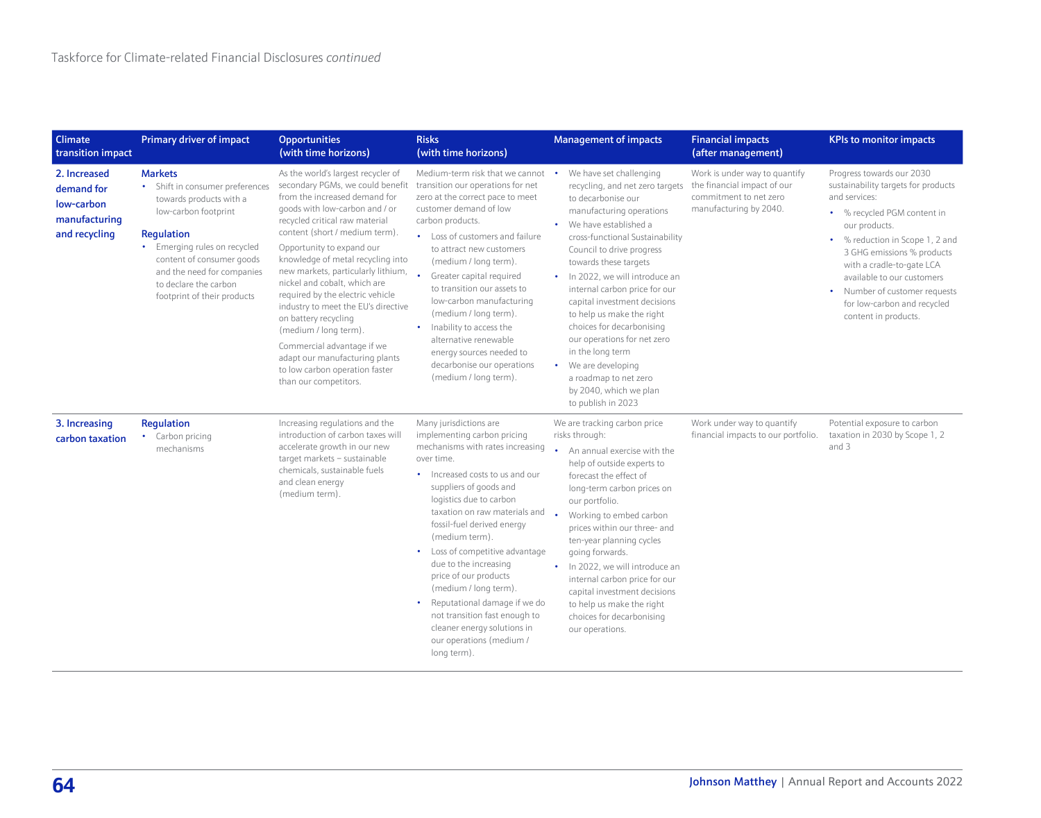Taskforce for Climate-related Financial Disclosures *continued*

| Climate transition impact | Primary driver of impact | Opportunities (with time horizons) | Risks (with time horizons) | Management of impacts | Financial impacts (after management) | KPIs to monitor impacts |
|---|---|---|---|---|---|---|
| **2. Increased demand for low-carbon manufacturing and recycling** | **Markets**<br>• Shift in consumer preferences towards products with a low-carbon footprint<br><br>**Regulation**<br>• Emerging rules on recycled content of consumer goods and the need for companies to declare the carbon footprint of their products | As the world's largest recycler of secondary PGMs, we could benefit from the increased demand for goods with low-carbon and / or recycled critical raw material content (short / medium term).<br><br>Opportunity to expand our knowledge of metal recycling into new markets, particularly lithium, nickel and cobalt, which are required by the electric vehicle industry to meet the EU's directive on battery recycling (medium / long term).<br><br>Commercial advantage if we adapt our manufacturing plants to low carbon operation faster than our competitors. | Medium-term risk that we cannot transition our operations for net zero at the correct pace to meet customer demand of low carbon products.<br>• Loss of customers and failure to attract new customers (medium / long term).<br>• Greater capital required to transition our assets to low-carbon manufacturing (medium / long term).<br>• Inability to access the alternative renewable energy sources needed to decarbonise our operations (medium / long term). | • We have set challenging recycling, and net zero targets to decarbonise our manufacturing operations<br>• We have established a cross-functional Sustainability Council to drive progress towards these targets<br>• In 2022, we will introduce an internal carbon price for our capital investment decisions to help us make the right choices for decarbonising our operations for net zero in the long term<br>• We are developing a roadmap to net zero by 2040, which we plan to publish in 2023 | Work is under way to quantify the financial impact of our commitment to net zero manufacturing by 2040. | Progress towards our 2030 sustainability targets for products and services:<br>• % recycled PGM content in our products.<br>• % reduction in Scope 1, 2 and 3 GHG emissions % products with a cradle-to-gate LCA available to our customers<br>• Number of customer requests for low-carbon and recycled content in products. |
| **3. Increasing carbon taxation** | **Regulation**<br>• Carbon pricing mechanisms | Increasing regulations and the introduction of carbon taxes will accelerate growth in our new target markets – sustainable chemicals, sustainable fuels and clean energy (medium term). | Many jurisdictions are implementing carbon pricing mechanisms with rates increasing over time.<br>• Increased costs to us and our suppliers of goods and logistics due to carbon taxation on raw materials and fossil-fuel derived energy (medium term).<br>• Loss of competitive advantage due to the increasing price of our products (medium / long term).<br>• Reputational damage if we do not transition fast enough to cleaner energy solutions in our operations (medium / long term). | We are tracking carbon price risks through:<br>• An annual exercise with the help of outside experts to forecast the effect of long-term carbon prices on our portfolio.<br>• Working to embed carbon prices within our three- and ten-year planning cycles going forwards.<br>• In 2022, we will introduce an internal carbon price for our capital investment decisions to help us make the right choices for decarbonising our operations. | Work under way to quantify financial impacts to our portfolio. | Potential exposure to carbon taxation in 2030 by Scope 1, 2 and 3 |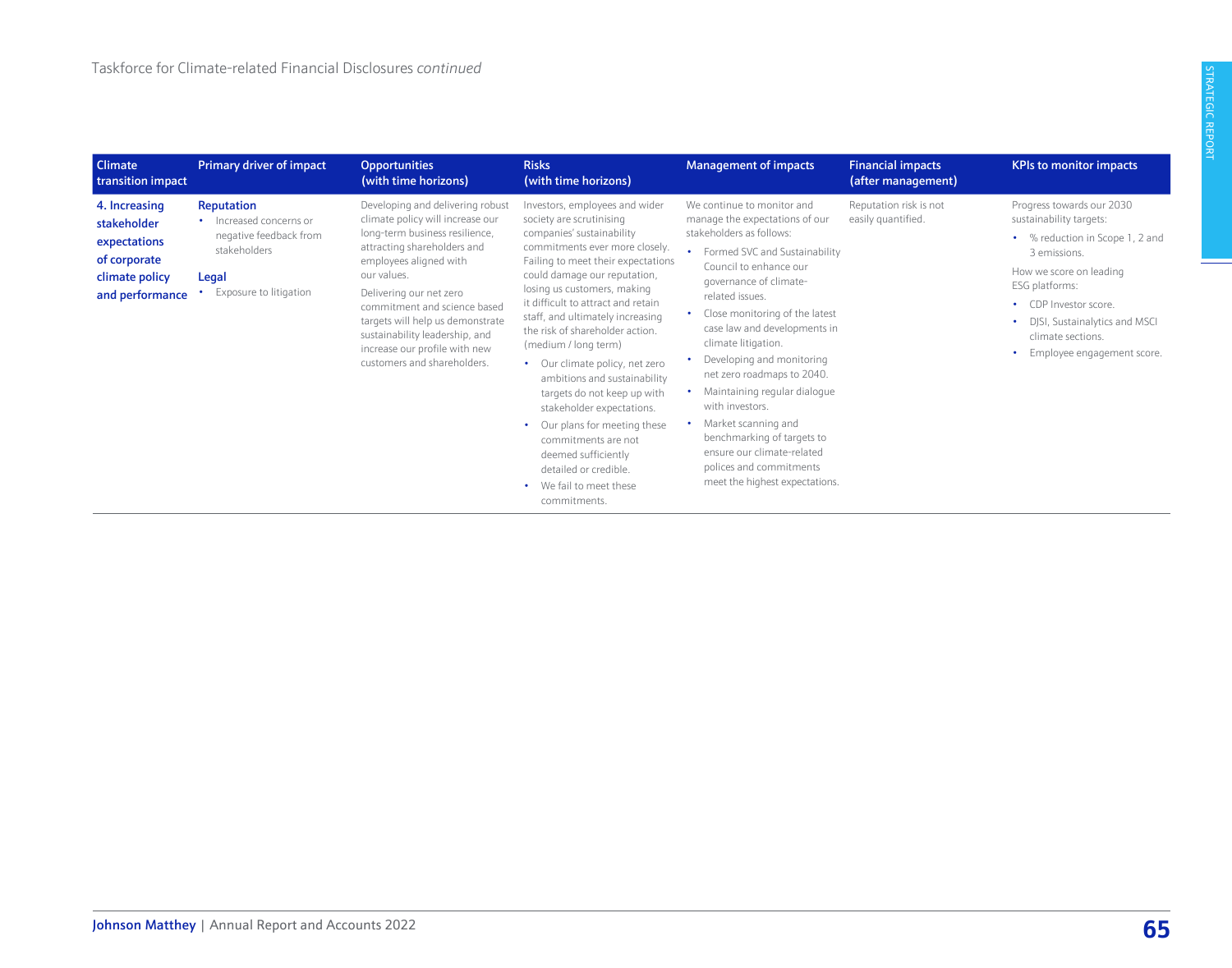Taskforce for Climate-related Financial Disclosures *continued*

| Climate transition impact | Primary driver of impact | Opportunities (with time horizons) | Risks (with time horizons) | Management of impacts | Financial impacts (after management) | KPIs to monitor impacts |
|---|---|---|---|---|---|---|
| **4. Increasing stakeholder expectations of corporate climate policy and performance** | **Reputation**<br>• Increased concerns or negative feedback from stakeholders<br><br>**Legal**<br>• Exposure to litigation | Developing and delivering robust climate policy will increase our long-term business resilience, attracting shareholders and employees aligned with our values.<br><br>Delivering our net zero commitment and science based targets will help us demonstrate sustainability leadership, and increase our profile with new customers and shareholders. | Investors, employees and wider society are scrutinising companies' sustainability commitments ever more closely. Failing to meet their expectations could damage our reputation, losing us customers, making it difficult to attract and retain staff, and ultimately increasing the risk of shareholder action. (medium / long term)<br>• Our climate policy, net zero ambitions and sustainability targets do not keep up with stakeholder expectations.<br>• Our plans for meeting these commitments are not deemed sufficiently detailed or credible.<br>• We fail to meet these commitments. | We continue to monitor and manage the expectations of our stakeholders as follows:<br>• Formed SVC and Sustainability Council to enhance our governance of climate-related issues.<br>• Close monitoring of the latest case law and developments in climate litigation.<br>• Developing and monitoring net zero roadmaps to 2040.<br>• Maintaining regular dialogue with investors.<br>• Market scanning and benchmarking of targets to ensure our climate-related polices and commitments meet the highest expectations. | Reputation risk is not easily quantified. | Progress towards our 2030 sustainability targets:<br>• % reduction in Scope 1, 2 and 3 emissions.<br><br>How we score on leading ESG platforms:<br>• CDP Investor score.<br>• DJSI, Sustainalytics and MSCI climate sections.<br>• Employee engagement score. |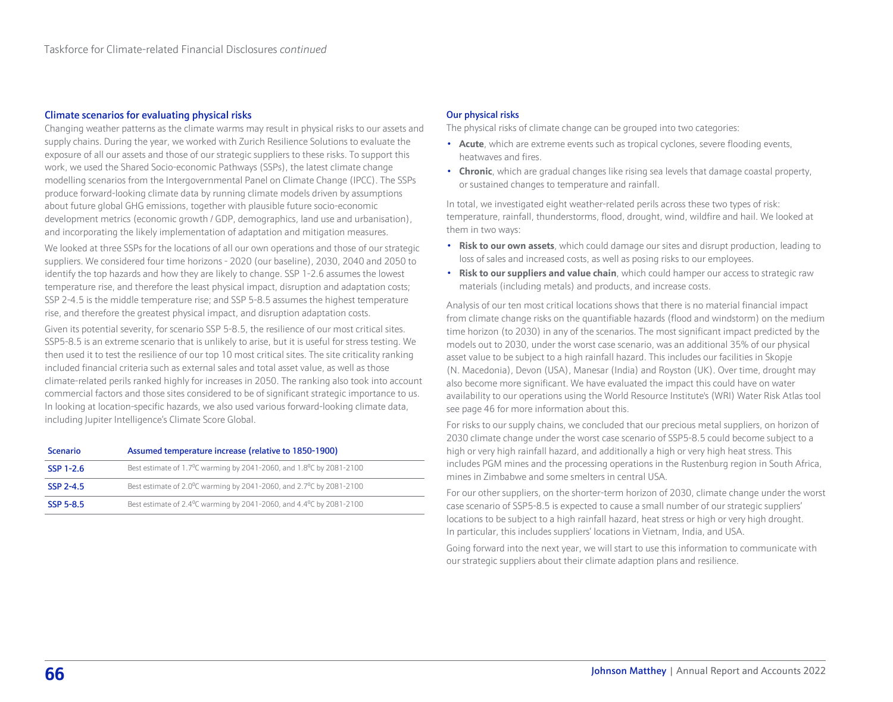## Climate scenarios for evaluating physical risks

Changing weather patterns as the climate warms may result in physical risks to our assets and supply chains. During the year, we worked with Zurich Resilience Solutions to evaluate the exposure of all our assets and those of our strategic suppliers to these risks. To support this work, we used the Shared Socio-economic Pathways (SSPs), the latest climate change modelling scenarios from the Intergovernmental Panel on Climate Change (IPCC). The SSPs produce forward-looking climate data by running climate models driven by assumptions about future global GHG emissions, together with plausible future socio-economic development metrics (economic growth / GDP, demographics, land use and urbanisation), and incorporating the likely implementation of adaptation and mitigation measures.

We looked at three SSPs for the locations of all our own operations and those of our strategic suppliers. We considered four time horizons - 2020 (our baseline), 2030, 2040 and 2050 to identify the top hazards and how they are likely to change. SSP 1-2.6 assumes the lowest temperature rise, and therefore the least physical impact, disruption and adaptation costs; SSP 2-4.5 is the middle temperature rise; and SSP 5-8.5 assumes the highest temperature rise, and therefore the greatest physical impact, and disruption adaptation costs.

Given its potential severity, for scenario SSP 5-8.5, the resilience of our most critical sites. SSP5-8.5 is an extreme scenario that is unlikely to arise, but it is useful for stress testing. We then used it to test the resilience of our top 10 most critical sites. The site criticality ranking included financial criteria such as external sales and total asset value, as well as those climate-related perils ranked highly for increases in 2050. The ranking also took into account commercial factors and those sites considered to be of significant strategic importance to us. In looking at location-specific hazards, we also used various forward-looking climate data, including Jupiter Intelligence's Climate Score Global.

| Scenario | Assumed temperature increase (relative to 1850-1900) |
|---|---|
| SSP 1-2.6 | Best estimate of 1.7°C warming by 2041-2060, and 1.8°C by 2081-2100 |
| SSP 2-4.5 | Best estimate of 2.0°C warming by 2041-2060, and 2.7°C by 2081-2100 |
| SSP 5-8.5 | Best estimate of 2.4°C warming by 2041-2060, and 4.4°C by 2081-2100 |

## Our physical risks

The physical risks of climate change can be grouped into two categories:

- **Acute**, which are extreme events such as tropical cyclones, severe flooding events, heatwaves and fires.
- **Chronic**, which are gradual changes like rising sea levels that damage coastal property, or sustained changes to temperature and rainfall.

In total, we investigated eight weather-related perils across these two types of risk: temperature, rainfall, thunderstorms, flood, drought, wind, wildfire and hail. We looked at them in two ways:

- **Risk to our own assets**, which could damage our sites and disrupt production, leading to loss of sales and increased costs, as well as posing risks to our employees.
- **Risk to our suppliers and value chain**, which could hamper our access to strategic raw materials (including metals) and products, and increase costs.

Analysis of our ten most critical locations shows that there is no material financial impact from climate change risks on the quantifiable hazards (flood and windstorm) on the medium time horizon (to 2030) in any of the scenarios. The most significant impact predicted by the models out to 2030, under the worst case scenario, was an additional 35% of our physical asset value to be subject to a high rainfall hazard. This includes our facilities in Skopje (N. Macedonia), Devon (USA), Manesar (India) and Royston (UK). Over time, drought may also become more significant. We have evaluated the impact this could have on water availability to our operations using the World Resource Institute's (WRI) Water Risk Atlas tool see page 46 for more information about this.

For risks to our supply chains, we concluded that our precious metal suppliers, on horizon of 2030 climate change under the worst case scenario of SSP5-8.5 could become subject to a high or very high rainfall hazard, and additionally a high or very high heat stress. This includes PGM mines and the processing operations in the Rustenburg region in South Africa, mines in Zimbabwe and some smelters in central USA.

For our other suppliers, on the shorter-term horizon of 2030, climate change under the worst case scenario of SSP5-8.5 is expected to cause a small number of our strategic suppliers' locations to be subject to a high rainfall hazard, heat stress or high or very high drought. In particular, this includes suppliers' locations in Vietnam, India, and USA.

Going forward into the next year, we will start to use this information to communicate with our strategic suppliers about their climate adaption plans and resilience.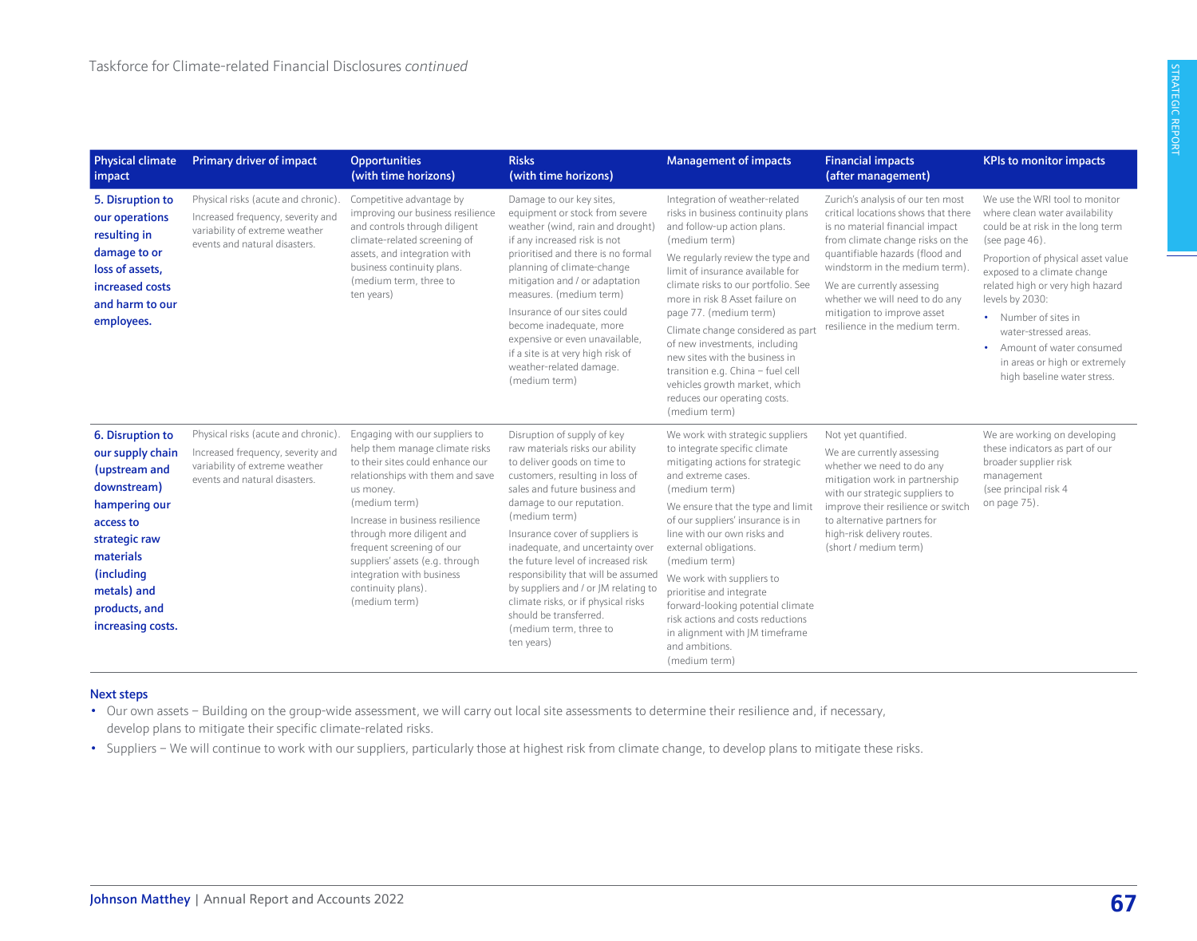Taskforce for Climate-related Financial Disclosures *continued*

| Physical climate impact | Primary driver of impact | Opportunities (with time horizons) | Risks (with time horizons) | Management of impacts | Financial impacts (after management) | KPIs to monitor impacts |
|---|---|---|---|---|---|---|
| **5. Disruption to our operations resulting in damage to or loss of assets, increased costs and harm to our employees.** | Physical risks (acute and chronic). Increased frequency, severity and variability of extreme weather events and natural disasters. | Competitive advantage by improving our business resilience and controls through diligent climate-related screening of assets, and integration with business continuity plans. (medium term, three to ten years) | Damage to our key sites, equipment or stock from severe weather (wind, rain and drought) if any increased risk is not prioritised and there is no formal planning of climate-change mitigation and / or adaptation measures. (medium term)<br><br>Insurance of our sites could become inadequate, more expensive or even unavailable, if a site is at very high risk of weather-related damage. (medium term) | Integration of weather-related risks in business continuity plans and follow-up action plans. (medium term)<br><br>We regularly review the type and limit of insurance available for climate risks to our portfolio. See more in risk 8 Asset failure on page 77. (medium term)<br><br>Climate change considered as part of new investments, including new sites with the business in transition e.g. China – fuel cell vehicles growth market, which reduces our operating costs. (medium term) | Zurich's analysis of our ten most critical locations shows that there is no material financial impact from climate change risks on the quantifiable hazards (flood and windstorm in the medium term).<br><br>We are currently assessing whether we will need to do any mitigation to improve asset resilience in the medium term. | We use the WRI tool to monitor where clean water availability could be at risk in the long term (see page 46).<br><br>Proportion of physical asset value exposed to a climate change related high or very high hazard levels by 2030:<br>• Number of sites in water-stressed areas.<br>• Amount of water consumed in areas or high or extremely high baseline water stress. |
| **6. Disruption to our supply chain (upstream and downstream) hampering our access to strategic raw materials (including metals) and products, and increasing costs.** | Physical risks (acute and chronic). Increased frequency, severity and variability of extreme weather events and natural disasters. | Engaging with our suppliers to help them manage climate risks to their sites could enhance our relationships with them and save us money. (medium term)<br><br>Increase in business resilience through more diligent and frequent screening of our suppliers' assets (e.g. through integration with business continuity plans). (medium term) | Disruption of supply of key raw materials risks our ability to deliver goods on time to customers, resulting in loss of sales and future business and damage to our reputation. (medium term)<br><br>Insurance cover of suppliers is inadequate, and uncertainty over the future level of increased risk responsibility that will be assumed by suppliers and / or JM relating to climate risks, or if physical risks should be transferred. (medium term, three to ten years) | We work with strategic suppliers to integrate specific climate mitigating actions for strategic and extreme cases. (medium term)<br><br>We ensure that the type and limit of our suppliers' insurance is in line with our own risks and external obligations. (medium term)<br><br>We work with suppliers to prioritise and integrate forward-looking potential climate risk actions and costs reductions in alignment with JM timeframe and ambitions. (medium term) | Not yet quantified.<br><br>We are currently assessing whether we need to do any mitigation work in partnership with our strategic suppliers to improve their resilience or switch to alternative partners for high-risk delivery routes. (short / medium term) | We are working on developing these indicators as part of our broader supplier risk management (see principal risk 4 on page 75). |

**Next steps**

- Our own assets – Building on the group-wide assessment, we will carry out local site assessments to determine their resilience and, if necessary, develop plans to mitigate their specific climate-related risks.
- Suppliers – We will continue to work with our suppliers, particularly those at highest risk from climate change, to develop plans to mitigate these risks.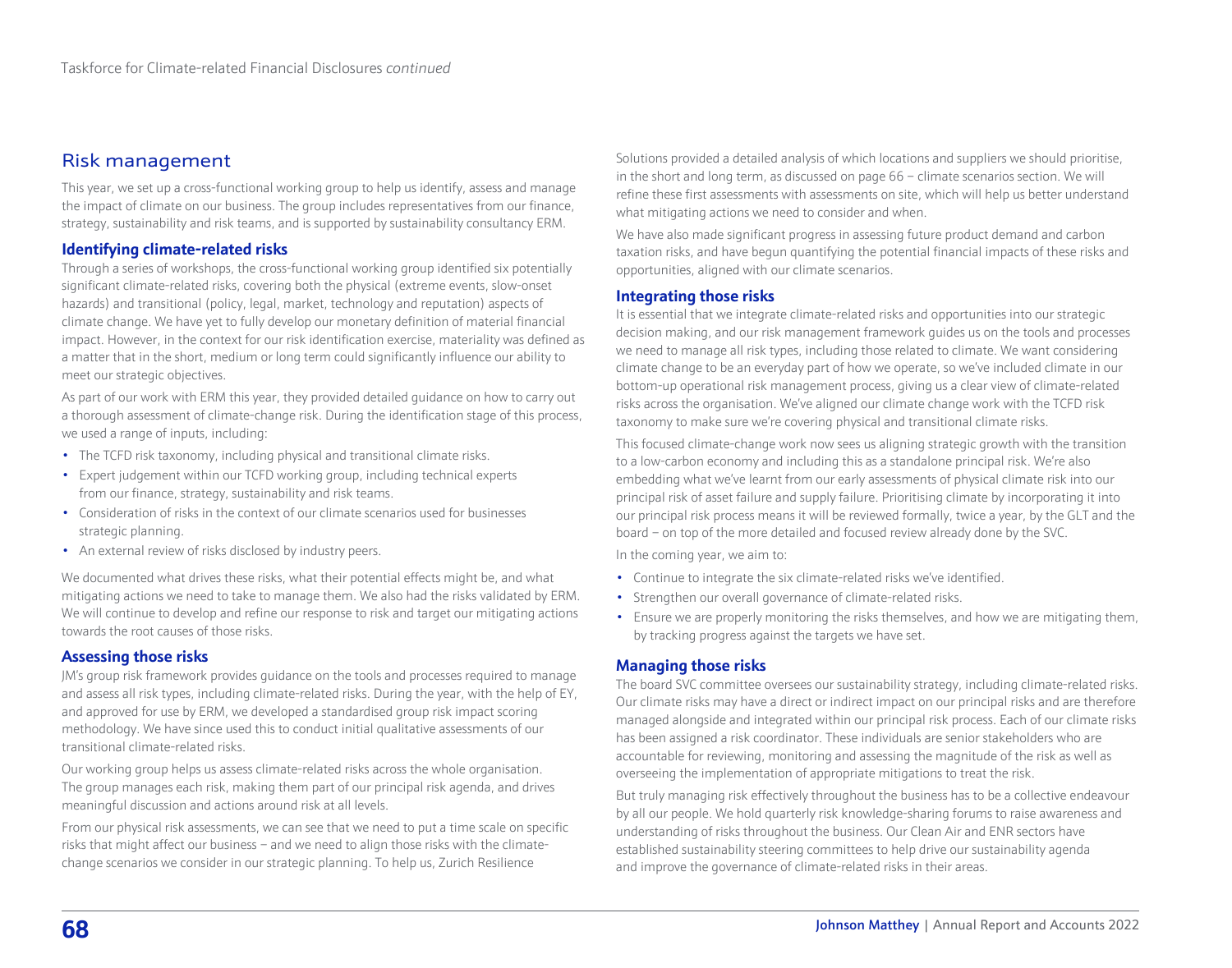## Risk management

This year, we set up a cross-functional working group to help us identify, assess and manage the impact of climate on our business. The group includes representatives from our finance, strategy, sustainability and risk teams, and is supported by sustainability consultancy ERM.

### Identifying climate-related risks

Through a series of workshops, the cross-functional working group identified six potentially significant climate-related risks, covering both the physical (extreme events, slow-onset hazards) and transitional (policy, legal, market, technology and reputation) aspects of climate change. We have yet to fully develop our monetary definition of material financial impact. However, in the context for our risk identification exercise, materiality was defined as a matter that in the short, medium or long term could significantly influence our ability to meet our strategic objectives.

As part of our work with ERM this year, they provided detailed guidance on how to carry out a thorough assessment of climate-change risk. During the identification stage of this process, we used a range of inputs, including:

- The TCFD risk taxonomy, including physical and transitional climate risks.
- Expert judgement within our TCFD working group, including technical experts from our finance, strategy, sustainability and risk teams.
- Consideration of risks in the context of our climate scenarios used for businesses strategic planning.
- An external review of risks disclosed by industry peers.

We documented what drives these risks, what their potential effects might be, and what mitigating actions we need to take to manage them. We also had the risks validated by ERM. We will continue to develop and refine our response to risk and target our mitigating actions towards the root causes of those risks.

### Assessing those risks

JM's group risk framework provides guidance on the tools and processes required to manage and assess all risk types, including climate-related risks. During the year, with the help of EY, and approved for use by ERM, we developed a standardised group risk impact scoring methodology. We have since used this to conduct initial qualitative assessments of our transitional climate-related risks.

Our working group helps us assess climate-related risks across the whole organisation. The group manages each risk, making them part of our principal risk agenda, and drives meaningful discussion and actions around risk at all levels.

From our physical risk assessments, we can see that we need to put a time scale on specific risks that might affect our business – and we need to align those risks with the climate-change scenarios we consider in our strategic planning. To help us, Zurich Resilience Solutions provided a detailed analysis of which locations and suppliers we should prioritise, in the short and long term, as discussed on page 66 – climate scenarios section. We will refine these first assessments with assessments on site, which will help us better understand what mitigating actions we need to consider and when.

We have also made significant progress in assessing future product demand and carbon taxation risks, and have begun quantifying the potential financial impacts of these risks and opportunities, aligned with our climate scenarios.

### Integrating those risks

It is essential that we integrate climate-related risks and opportunities into our strategic decision making, and our risk management framework guides us on the tools and processes we need to manage all risk types, including those related to climate. We want considering climate change to be an everyday part of how we operate, so we've included climate in our bottom-up operational risk management process, giving us a clear view of climate-related risks across the organisation. We've aligned our climate change work with the TCFD risk taxonomy to make sure we're covering physical and transitional climate risks.

This focused climate-change work now sees us aligning strategic growth with the transition to a low-carbon economy and including this as a standalone principal risk. We're also embedding what we've learnt from our early assessments of physical climate risk into our principal risk of asset failure and supply failure. Prioritising climate by incorporating it into our principal risk process means it will be reviewed formally, twice a year, by the GLT and the board – on top of the more detailed and focused review already done by the SVC.

In the coming year, we aim to:

- Continue to integrate the six climate-related risks we've identified.
- Strengthen our overall governance of climate-related risks.
- Ensure we are properly monitoring the risks themselves, and how we are mitigating them, by tracking progress against the targets we have set.

### Managing those risks

The board SVC committee oversees our sustainability strategy, including climate-related risks. Our climate risks may have a direct or indirect impact on our principal risks and are therefore managed alongside and integrated within our principal risk process. Each of our climate risks has been assigned a risk coordinator. These individuals are senior stakeholders who are accountable for reviewing, monitoring and assessing the magnitude of the risk as well as overseeing the implementation of appropriate mitigations to treat the risk.

But truly managing risk effectively throughout the business has to be a collective endeavour by all our people. We hold quarterly risk knowledge-sharing forums to raise awareness and understanding of risks throughout the business. Our Clean Air and ENR sectors have established sustainability steering committees to help drive our sustainability agenda and improve the governance of climate-related risks in their areas.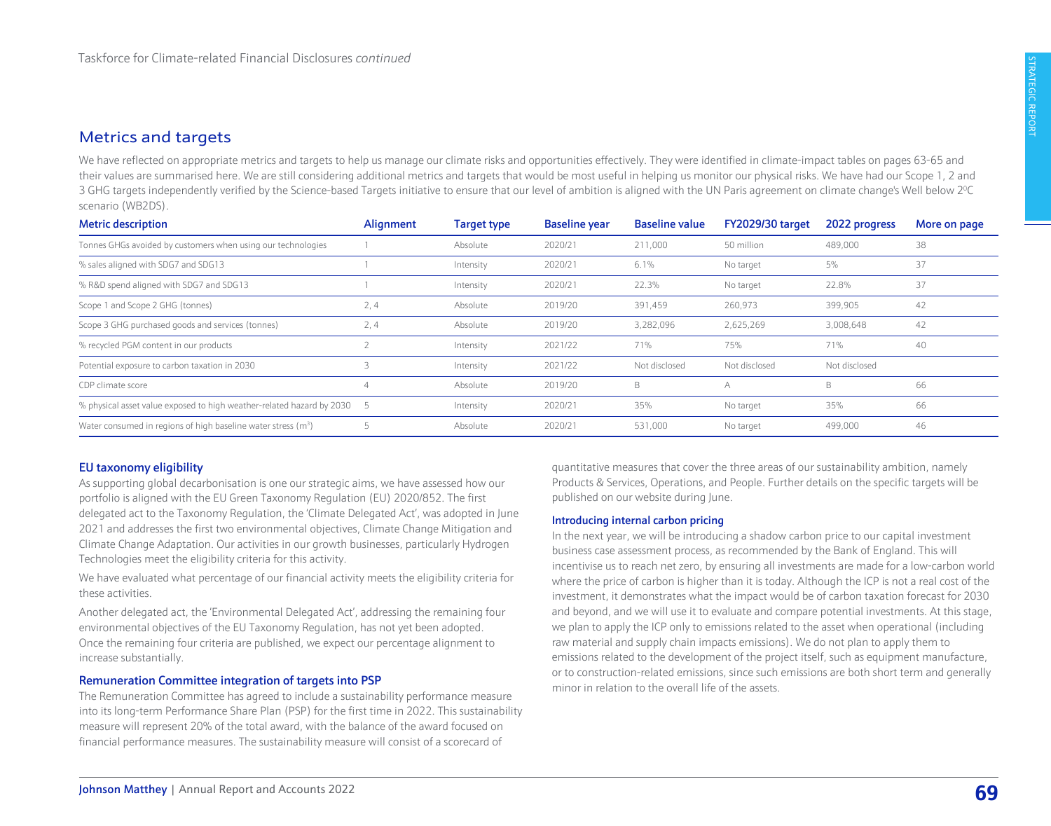## Metrics and targets

We have reflected on appropriate metrics and targets to help us manage our climate risks and opportunities effectively. They were identified in climate-impact tables on pages 63-65 and their values are summarised here. We are still considering additional metrics and targets that would be most useful in helping us monitor our physical risks. We have had our Scope 1, 2 and 3 GHG targets independently verified by the Science-based Targets initiative to ensure that our level of ambition is aligned with the UN Paris agreement on climate change's Well below 2ºC scenario (WB2DS).

| Metric description | Alignment | Target type | Baseline year | Baseline value | FY2029/30 target | 2022 progress | More on page |
|---|---|---|---|---|---|---|---|
| Tonnes GHGs avoided by customers when using our technologies | 1 | Absolute | 2020/21 | 211,000 | 50 million | 489,000 | 38 |
| % sales aligned with SDG7 and SDG13 | 1 | Intensity | 2020/21 | 6.1% | No target | 5% | 37 |
| % R&D spend aligned with SDG7 and SDG13 | 1 | Intensity | 2020/21 | 22.3% | No target | 22.8% | 37 |
| Scope 1 and Scope 2 GHG (tonnes) | 2, 4 | Absolute | 2019/20 | 391,459 | 260,973 | 399,905 | 42 |
| Scope 3 GHG purchased goods and services (tonnes) | 2, 4 | Absolute | 2019/20 | 3,282,096 | 2,625,269 | 3,008,648 | 42 |
| % recycled PGM content in our products | 2 | Intensity | 2021/22 | 71% | 75% | 71% | 40 |
| Potential exposure to carbon taxation in 2030 | 3 | Intensity | 2021/22 | Not disclosed | Not disclosed | Not disclosed | |
| CDP climate score | 4 | Absolute | 2019/20 | B | A | B | 66 |
| % physical asset value exposed to high weather-related hazard by 2030 | 5 | Intensity | 2020/21 | 35% | No target | 35% | 66 |
| Water consumed in regions of high baseline water stress ($m^3$) | 5 | Absolute | 2020/21 | 531,000 | No target | 499,000 | 46 |

### EU taxonomy eligibility

As supporting global decarbonisation is one our strategic aims, we have assessed how our portfolio is aligned with the EU Green Taxonomy Regulation (EU) 2020/852. The first delegated act to the Taxonomy Regulation, the 'Climate Delegated Act', was adopted in June 2021 and addresses the first two environmental objectives, Climate Change Mitigation and Climate Change Adaptation. Our activities in our growth businesses, particularly Hydrogen Technologies meet the eligibility criteria for this activity.

We have evaluated what percentage of our financial activity meets the eligibility criteria for these activities.

Another delegated act, the 'Environmental Delegated Act', addressing the remaining four environmental objectives of the EU Taxonomy Regulation, has not yet been adopted. Once the remaining four criteria are published, we expect our percentage alignment to increase substantially.

### Remuneration Committee integration of targets into PSP

The Remuneration Committee has agreed to include a sustainability performance measure into its long-term Performance Share Plan (PSP) for the first time in 2022. This sustainability measure will represent 20% of the total award, with the balance of the award focused on financial performance measures. The sustainability measure will consist of a scorecard of quantitative measures that cover the three areas of our sustainability ambition, namely Products & Services, Operations, and People. Further details on the specific targets will be published on our website during June.

### Introducing internal carbon pricing

In the next year, we will be introducing a shadow carbon price to our capital investment business case assessment process, as recommended by the Bank of England. This will incentivise us to reach net zero, by ensuring all investments are made for a low-carbon world where the price of carbon is higher than it is today. Although the ICP is not a real cost of the investment, it demonstrates what the impact would be of carbon taxation forecast for 2030 and beyond, and we will use it to evaluate and compare potential investments. At this stage, we plan to apply the ICP only to emissions related to the asset when operational (including raw material and supply chain impacts emissions). We do not plan to apply them to emissions related to the development of the project itself, such as equipment manufacture, or to construction-related emissions, since such emissions are both short term and generally minor in relation to the overall life of the assets.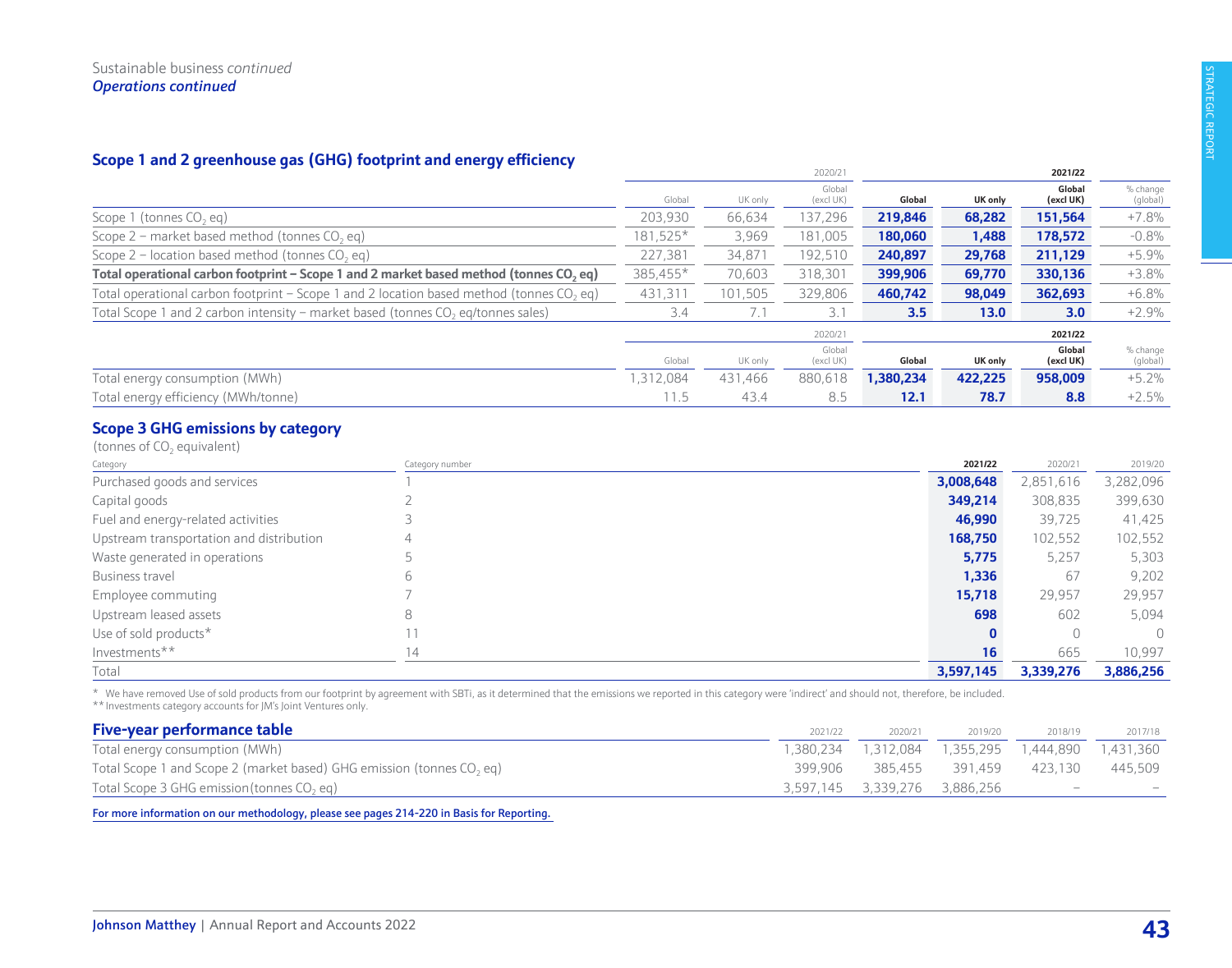Sustainable business *continued*
***Operations continued***

## Scope 1 and 2 greenhouse gas (GHG) footprint and energy efficiency

| | 2020/21 | | | 2021/22 | | | |
|---|---|---|---|---|---|---|---|
| | Global | UK only | Global (excl UK) | **Global** | **UK only** | **Global (excl UK)** | % change (global) |
| Scope 1 (tonnes $CO_2$ eq) | 203,930 | 66,634 | 137,296 | **219,846** | **68,282** | **151,564** | +7.8% |
| Scope 2 – market based method (tonnes $CO_2$ eq) | 181,525* | 3,969 | 181,005 | **180,060** | **1,488** | **178,572** | -0.8% |
| Scope 2 – location based method (tonnes $CO_2$ eq) | 227,381 | 34,871 | 192,510 | **240,897** | **29,768** | **211,129** | +5.9% |
| **Total operational carbon footprint – Scope 1 and 2 market based method (tonnes $CO_2$ eq)** | 385,455* | 70,603 | 318,301 | **399,906** | **69,770** | **330,136** | +3.8% |
| Total operational carbon footprint – Scope 1 and 2 location based method (tonnes $CO_2$ eq) | 431,311 | 101,505 | 329,806 | **460,742** | **98,049** | **362,693** | +6.8% |
| Total Scope 1 and 2 carbon intensity – market based (tonnes $CO_2$ eq/tonnes sales) | 3.4 | 7.1 | 3.1 | **3.5** | **13.0** | **3.0** | +2.9% |

| | 2020/21 | | | 2021/22 | | | |
|---|---|---|---|---|---|---|---|
| | Global | UK only | Global (excl UK) | **Global** | **UK only** | **Global (excl UK)** | % change (global) |
| Total energy consumption (MWh) | 1,312,084 | 431,466 | 880,618 | **1,380,234** | **422,225** | **958,009** | +5.2% |
| Total energy efficiency (MWh/tonne) | 11.5 | 43.4 | 8.5 | **12.1** | **78.7** | **8.8** | +2.5% |

## Scope 3 GHG emissions by category

(tonnes of $CO_2$ equivalent)

| Category | Category number | **2021/22** | 2020/21 | 2019/20 |
|---|---|---|---|---|
| Purchased goods and services | 1 | **3,008,648** | 2,851,616 | 3,282,096 |
| Capital goods | 2 | **349,214** | 308,835 | 399,630 |
| Fuel and energy-related activities | 3 | **46,990** | 39,725 | 41,425 |
| Upstream transportation and distribution | 4 | **168,750** | 102,552 | 102,552 |
| Waste generated in operations | 5 | **5,775** | 5,257 | 5,303 |
| Business travel | 6 | **1,336** | 67 | 9,202 |
| Employee commuting | 7 | **15,718** | 29,957 | 29,957 |
| Upstream leased assets | 8 | **698** | 602 | 5,094 |
| Use of sold products* | 11 | **0** | 0 | 0 |
| Investments** | 14 | **16** | 665 | 10,997 |
| Total | | **3,597,145** | **3,339,276** | **3,886,256** |

\* We have removed Use of sold products from our footprint by agreement with SBTi, as it determined that the emissions we reported in this category were 'indirect' and should not, therefore, be included.
** Investments category accounts for JM's Joint Ventures only.

## Five-year performance table

| | 2021/22 | 2020/21 | 2019/20 | 2018/19 | 2017/18 |
|---|---|---|---|---|---|
| Total energy consumption (MWh) | 1,380,234 | 1,312,084 | 1,355,295 | 1,444,890 | 1,431,360 |
| Total Scope 1 and Scope 2 (market based) GHG emission (tonnes $CO_2$ eq) | 399,906 | 385,455 | 391,459 | 423,130 | 445,509 |
| Total Scope 3 GHG emission (tonnes $CO_2$ eq) | 3,597,145 | 3,339,276 | 3,886,256 | – | – |

For more information on our methodology, please see pages 214-220 in Basis for Reporting.